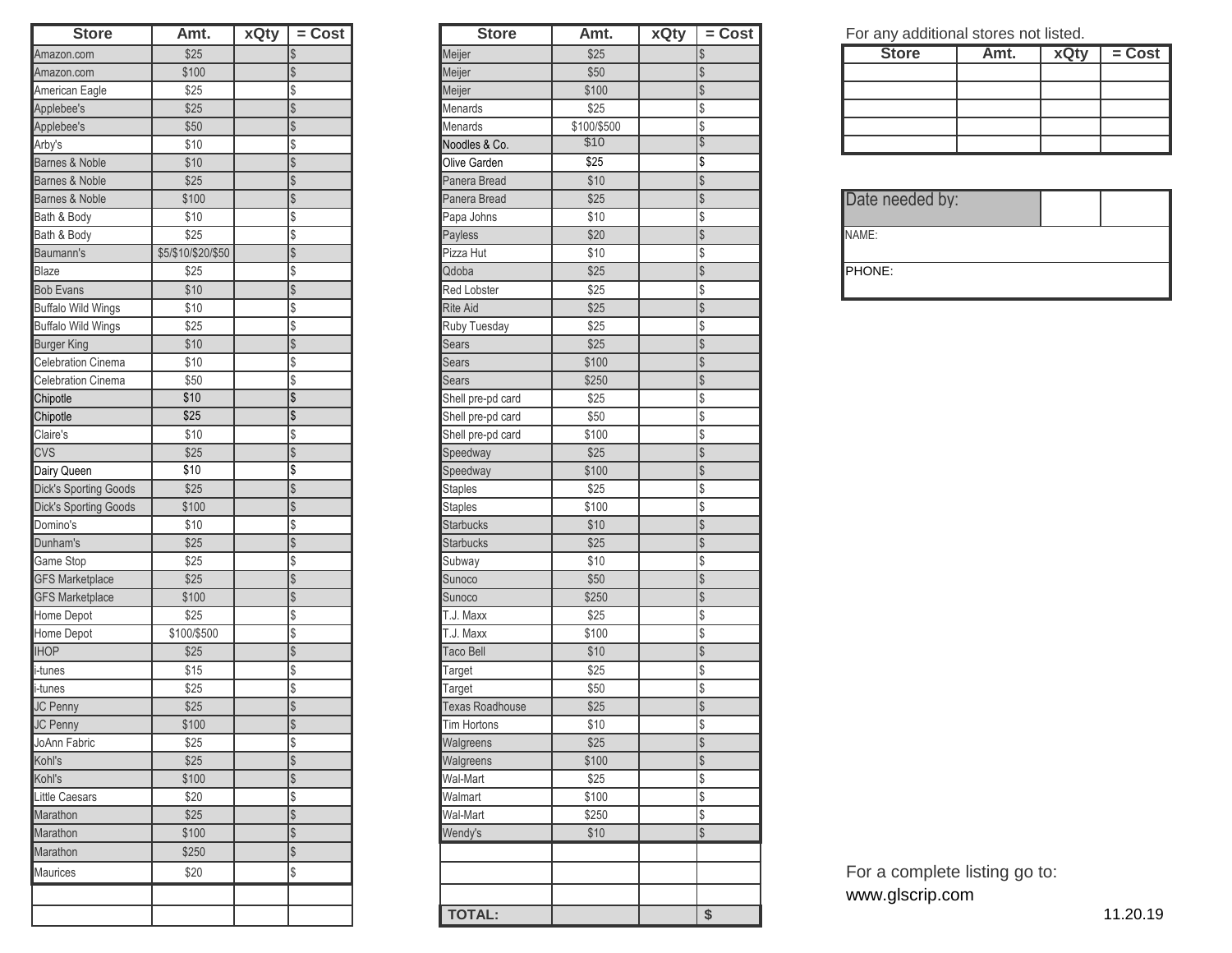| Store | Amt. | xQty | = Cost |
|---|---|---|---|
| Amazon.com | $25 | | $ |
| Amazon.com | $100 | | $ |
| American Eagle | $25 | | $ |
| Applebee's | $25 | | $ |
| Applebee's | $50 | | $ |
| Arby's | $10 | | $ |
| Barnes & Noble | $10 | | $ |
| Barnes & Noble | $25 | | $ |
| Barnes & Noble | $100 | | $ |
| Bath & Body | $10 | | $ |
| Bath & Body | $25 | | $ |
| Baumann's | $5/$10/$20/$50 | | $ |
| Blaze | $25 | | $ |
| Bob Evans | $10 | | $ |
| Buffalo Wild Wings | $10 | | $ |
| Buffalo Wild Wings | $25 | | $ |
| Burger King | $10 | | $ |
| Celebration Cinema | $10 | | $ |
| Celebration Cinema | $50 | | $ |
| Chipotle | $10 | | $ |
| Chipotle | $25 | | $ |
| Claire's | $10 | | $ |
| CVS | $25 | | $ |
| Dairy Queen | $10 | | $ |
| Dick's Sporting Goods | $25 | | $ |
| Dick's Sporting Goods | $100 | | $ |
| Domino's | $10 | | $ |
| Dunham's | $25 | | $ |
| Game Stop | $25 | | $ |
| GFS Marketplace | $25 | | $ |
| GFS Marketplace | $100 | | $ |
| Home Depot | $25 | | $ |
| Home Depot | $100/$500 | | $ |
| IHOP | $25 | | $ |
| i-tunes | $15 | | $ |
| i-tunes | $25 | | $ |
| JC Penny | $25 | | $ |
| JC Penny | $100 | | $ |
| JoAnn Fabric | $25 | | $ |
| Kohl's | $25 | | $ |
| Kohl's | $100 | | $ |
| Little Caesars | $20 | | $ |
| Marathon | $25 | | $ |
| Marathon | $100 | | $ |
| Marathon | $250 | | $ |
| Maurices | $20 | | $ |
| | | | |
| | | | |

| Store | Amt. | xQty | = Cost |
|---|---|---|---|
| Meijer | $25 | | $ |
| Meijer | $50 | | $ |
| Meijer | $100 | | $ |
| Menards | $25 | | $ |
| Menards | $100/$500 | | $ |
| Noodles & Co. | $10 | | $ |
| Olive Garden | $25 | | $ |
| Panera Bread | $10 | | $ |
| Panera Bread | $25 | | $ |
| Papa Johns | $10 | | $ |
| Payless | $20 | | $ |
| Pizza Hut | $10 | | $ |
| Qdoba | $25 | | $ |
| Red Lobster | $25 | | $ |
| Rite Aid | $25 | | $ |
| Ruby Tuesday | $25 | | $ |
| Sears | $25 | | $ |
| Sears | $100 | | $ |
| Sears | $250 | | $ |
| Shell pre-pd card | $25 | | $ |
| Shell pre-pd card | $50 | | $ |
| Shell pre-pd card | $100 | | $ |
| Speedway | $25 | | $ |
| Speedway | $100 | | $ |
| Staples | $25 | | $ |
| Staples | $100 | | $ |
| Starbucks | $10 | | $ |
| Starbucks | $25 | | $ |
| Subway | $10 | | $ |
| Sunoco | $50 | | $ |
| Sunoco | $250 | | $ |
| T.J. Maxx | $25 | | $ |
| T.J. Maxx | $100 | | $ |
| Taco Bell | $10 | | $ |
| Target | $25 | | $ |
| Target | $50 | | $ |
| Texas Roadhouse | $25 | | $ |
| Tim Hortons | $10 | | $ |
| Walgreens | $25 | | $ |
| Walgreens | $100 | | $ |
| Wal-Mart | $25 | | $ |
| Walmart | $100 | | $ |
| Wal-Mart | $250 | | $ |
| Wendy's | $10 | | $ |
| | | | |
| | | | |
| | | | |
| **TOTAL:** | | | **$** |

For any additional stores not listed.

| Store | Amt. | xQty | = Cost |
|---|---|---|---|
| | | | |
| | | | |
| | | | |
| | | | |
| | | | |

| Date needed by: | | |
|---|---|---|
| NAME: | | |
| PHONE: | | |

For a complete listing go to:
www.glscrip.com

11.20.19